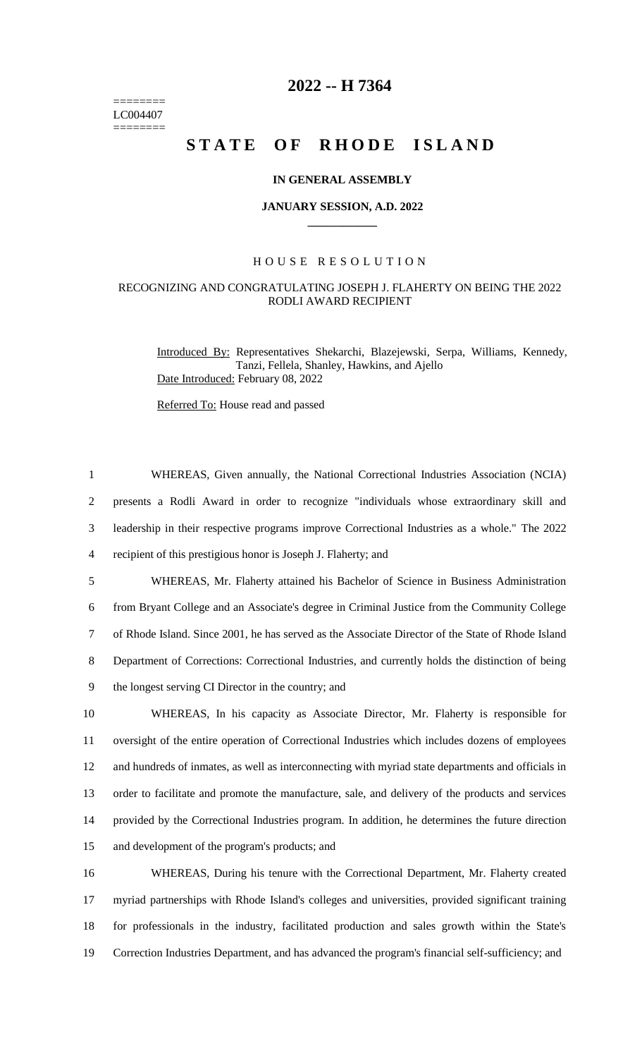# 2022 -- H 7364

========
LC004407
========

# STATE OF RHODE ISLAND

### IN GENERAL ASSEMBLY

### JANUARY SESSION, A.D. 2022

## HOUSE RESOLUTION

### RECOGNIZING AND CONGRATULATING JOSEPH J. FLAHERTY ON BEING THE 2022 RODLI AWARD RECIPIENT

Introduced By: Representatives Shekarchi, Blazejewski, Serpa, Williams, Kennedy, Tanzi, Fellela, Shanley, Hawkins, and Ajello
Date Introduced: February 08, 2022

Referred To: House read and passed

1 WHEREAS, Given annually, the National Correctional Industries Association (NCIA)
2 presents a Rodli Award in order to recognize "individuals whose extraordinary skill and
3 leadership in their respective programs improve Correctional Industries as a whole." The 2022
4 recipient of this prestigious honor is Joseph J. Flaherty; and

5 WHEREAS, Mr. Flaherty attained his Bachelor of Science in Business Administration
6 from Bryant College and an Associate's degree in Criminal Justice from the Community College
7 of Rhode Island. Since 2001, he has served as the Associate Director of the State of Rhode Island
8 Department of Corrections: Correctional Industries, and currently holds the distinction of being
9 the longest serving CI Director in the country; and

10 WHEREAS, In his capacity as Associate Director, Mr. Flaherty is responsible for
11 oversight of the entire operation of Correctional Industries which includes dozens of employees
12 and hundreds of inmates, as well as interconnecting with myriad state departments and officials in
13 order to facilitate and promote the manufacture, sale, and delivery of the products and services
14 provided by the Correctional Industries program. In addition, he determines the future direction
15 and development of the program's products; and

16 WHEREAS, During his tenure with the Correctional Department, Mr. Flaherty created
17 myriad partnerships with Rhode Island's colleges and universities, provided significant training
18 for professionals in the industry, facilitated production and sales growth within the State's
19 Correction Industries Department, and has advanced the program's financial self-sufficiency; and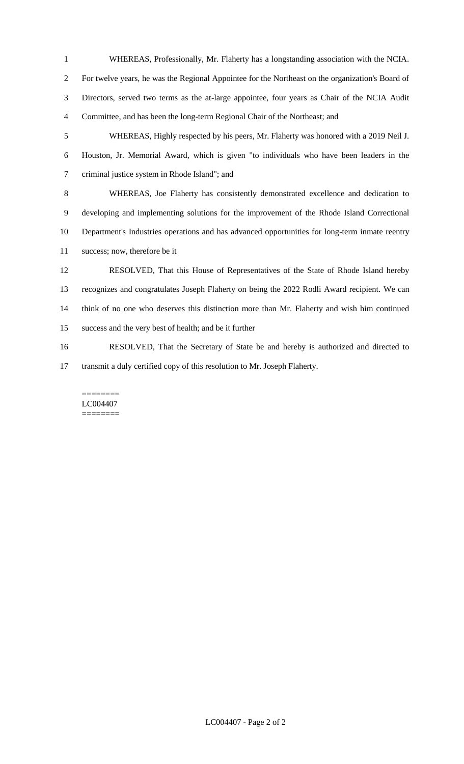WHEREAS, Professionally, Mr. Flaherty has a longstanding association with the NCIA. For twelve years, he was the Regional Appointee for the Northeast on the organization's Board of Directors, served two terms as the at-large appointee, four years as Chair of the NCIA Audit Committee, and has been the long-term Regional Chair of the Northeast; and

WHEREAS, Highly respected by his peers, Mr. Flaherty was honored with a 2019 Neil J. Houston, Jr. Memorial Award, which is given "to individuals who have been leaders in the criminal justice system in Rhode Island"; and

WHEREAS, Joe Flaherty has consistently demonstrated excellence and dedication to developing and implementing solutions for the improvement of the Rhode Island Correctional Department's Industries operations and has advanced opportunities for long-term inmate reentry success; now, therefore be it

RESOLVED, That this House of Representatives of the State of Rhode Island hereby recognizes and congratulates Joseph Flaherty on being the 2022 Rodli Award recipient. We can think of no one who deserves this distinction more than Mr. Flaherty and wish him continued success and the very best of health; and be it further

RESOLVED, That the Secretary of State be and hereby is authorized and directed to transmit a duly certified copy of this resolution to Mr. Joseph Flaherty.

========
LC004407
========